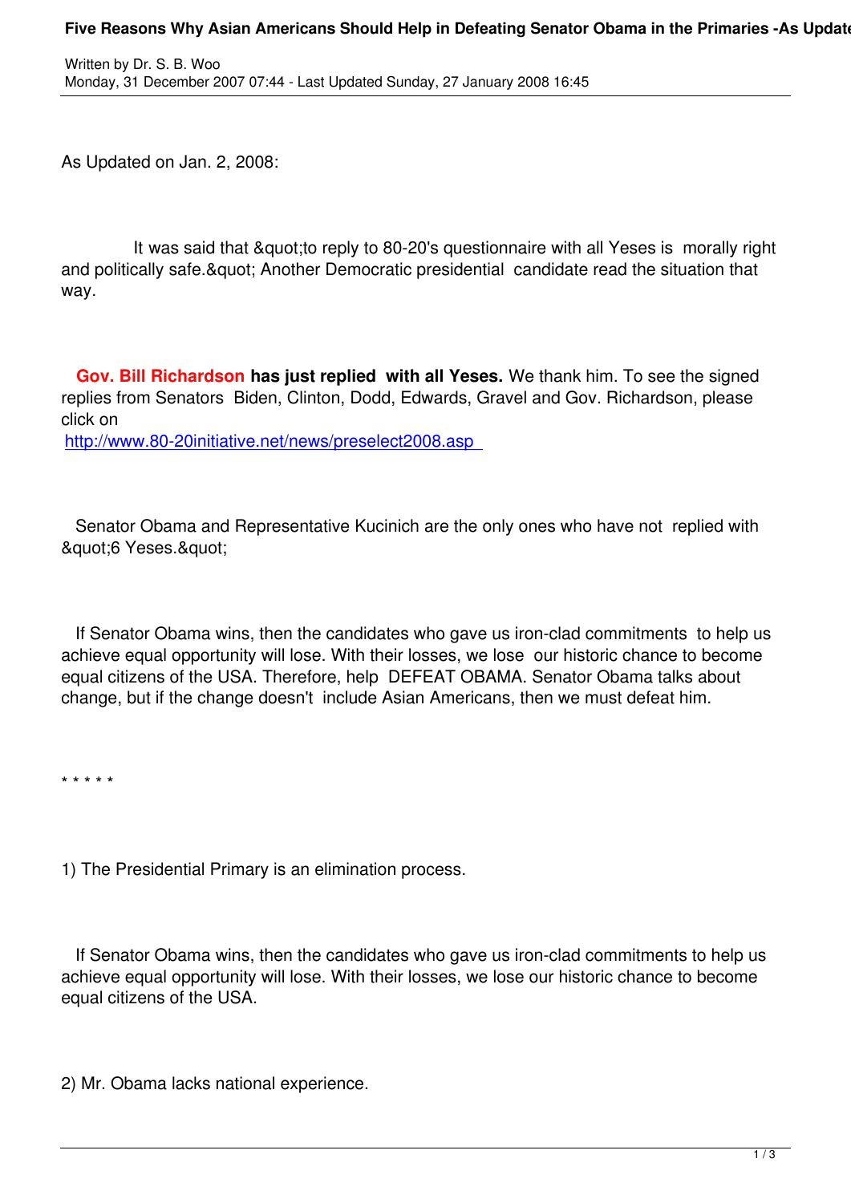Written by Dr. S. B. Woo
Monday, 31 December 2007 07:44 - Last Updated Sunday, 27 January 2008 16:45

As Updated on Jan. 2, 2008:

It was said that "to reply to 80-20's questionnaire with all Yeses is morally right and politically safe." Another Democratic presidential candidate read the situation that way.

**Gov. Bill Richardson has just replied with all Yeses.** We thank him. To see the signed replies from Senators Biden, Clinton, Dodd, Edwards, Gravel and Gov. Richardson, please click on
http://www.80-20initiative.net/news/preselect2008.asp

Senator Obama and Representative Kucinich are the only ones who have not replied with "6 Yeses."

If Senator Obama wins, then the candidates who gave us iron-clad commitments to help us achieve equal opportunity will lose. With their losses, we lose our historic chance to become equal citizens of the USA. Therefore, help DEFEAT OBAMA. Senator Obama talks about change, but if the change doesn't include Asian Americans, then we must defeat him.

* * * * *

1) The Presidential Primary is an elimination process.

If Senator Obama wins, then the candidates who gave us iron-clad commitments to help us achieve equal opportunity will lose. With their losses, we lose our historic chance to become equal citizens of the USA.

2) Mr. Obama lacks national experience.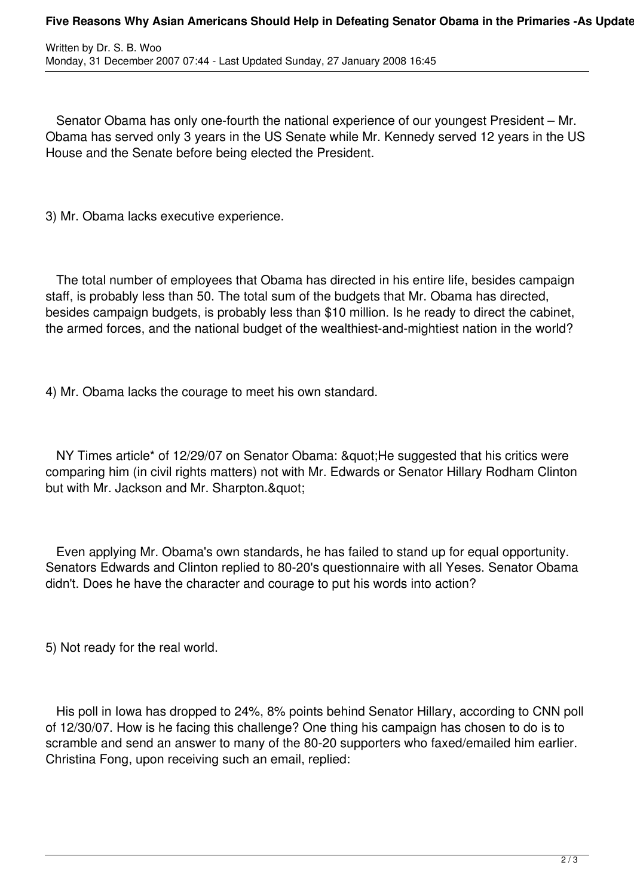Senator Obama has only one-fourth the national experience of our youngest President – Mr. Obama has served only 3 years in the US Senate while Mr. Kennedy served 12 years in the US House and the Senate before being elected the President.

3) Mr. Obama lacks executive experience.

The total number of employees that Obama has directed in his entire life, besides campaign staff, is probably less than 50. The total sum of the budgets that Mr. Obama has directed, besides campaign budgets, is probably less than $10 million. Is he ready to direct the cabinet, the armed forces, and the national budget of the wealthiest-and-mightiest nation in the world?

4) Mr. Obama lacks the courage to meet his own standard.

NY Times article* of 12/29/07 on Senator Obama: &quot;He suggested that his critics were comparing him (in civil rights matters) not with Mr. Edwards or Senator Hillary Rodham Clinton but with Mr. Jackson and Mr. Sharpton.&quot;

Even applying Mr. Obama's own standards, he has failed to stand up for equal opportunity. Senators Edwards and Clinton replied to 80-20's questionnaire with all Yeses. Senator Obama didn't. Does he have the character and courage to put his words into action?

5) Not ready for the real world.

His poll in Iowa has dropped to 24%, 8% points behind Senator Hillary, according to CNN poll of 12/30/07. How is he facing this challenge? One thing his campaign has chosen to do is to scramble and send an answer to many of the 80-20 supporters who faxed/emailed him earlier. Christina Fong, upon receiving such an email, replied: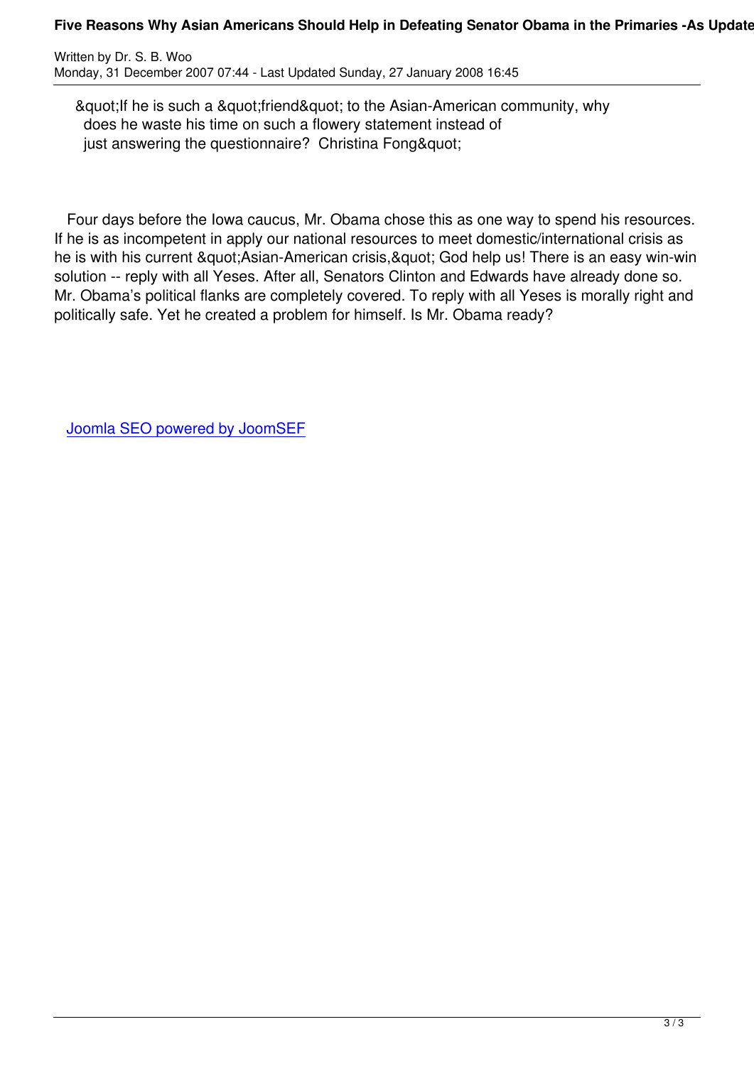&quot;If he is such a &quot;friend&quot; to the Asian-American community, why does he waste his time on such a flowery statement instead of just answering the questionnaire? Christina Fong&quot;

Four days before the Iowa caucus, Mr. Obama chose this as one way to spend his resources. If he is as incompetent in apply our national resources to meet domestic/international crisis as he is with his current &quot;Asian-American crisis,&quot; God help us! There is an easy win-win solution -- reply with all Yeses. After all, Senators Clinton and Edwards have already done so. Mr. Obama's political flanks are completely covered. To reply with all Yeses is morally right and politically safe. Yet he created a problem for himself. Is Mr. Obama ready?

Joomla SEO powered by JoomSEF